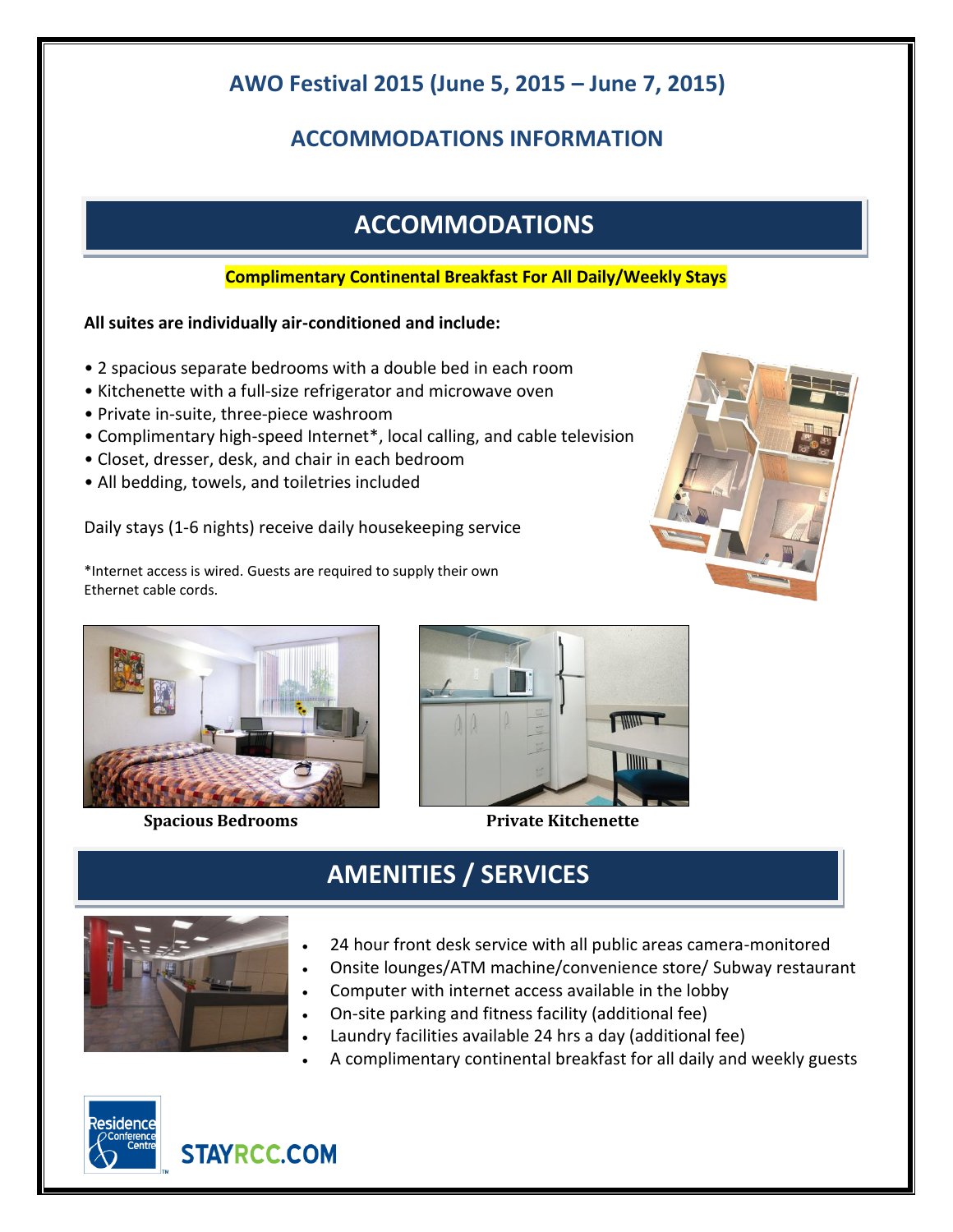# AWO Festival 2015 (June 5, 2015 – June 7, 2015)

## ACCOMMODATIONS INFORMATION

## ACCOMMODATIONS

**Complimentary Continental Breakfast For All Daily/Weekly Stays**

**All suites are individually air-conditioned and include:**

- 2 spacious separate bedrooms with a double bed in each room
- Kitchenette with a full-size refrigerator and microwave oven
- Private in-suite, three-piece washroom
- Complimentary high-speed Internet*, local calling, and cable television
- Closet, dresser, desk, and chair in each bedroom
- All bedding, towels, and toiletries included

Daily stays (1-6 nights) receive daily housekeeping service

*Internet access is wired. Guests are required to supply their own Ethernet cable cords.

**Spacious Bedrooms**

**Private Kitchenette**

## AMENITIES / SERVICES

- 24 hour front desk service with all public areas camera-monitored
- Onsite lounges/ATM machine/convenience store/ Subway restaurant
- Computer with internet access available in the lobby
- On-site parking and fitness facility (additional fee)
- Laundry facilities available 24 hrs a day (additional fee)
- A complimentary continental breakfast for all daily and weekly guests

Residence & Conference Centre

STAYRCC.COM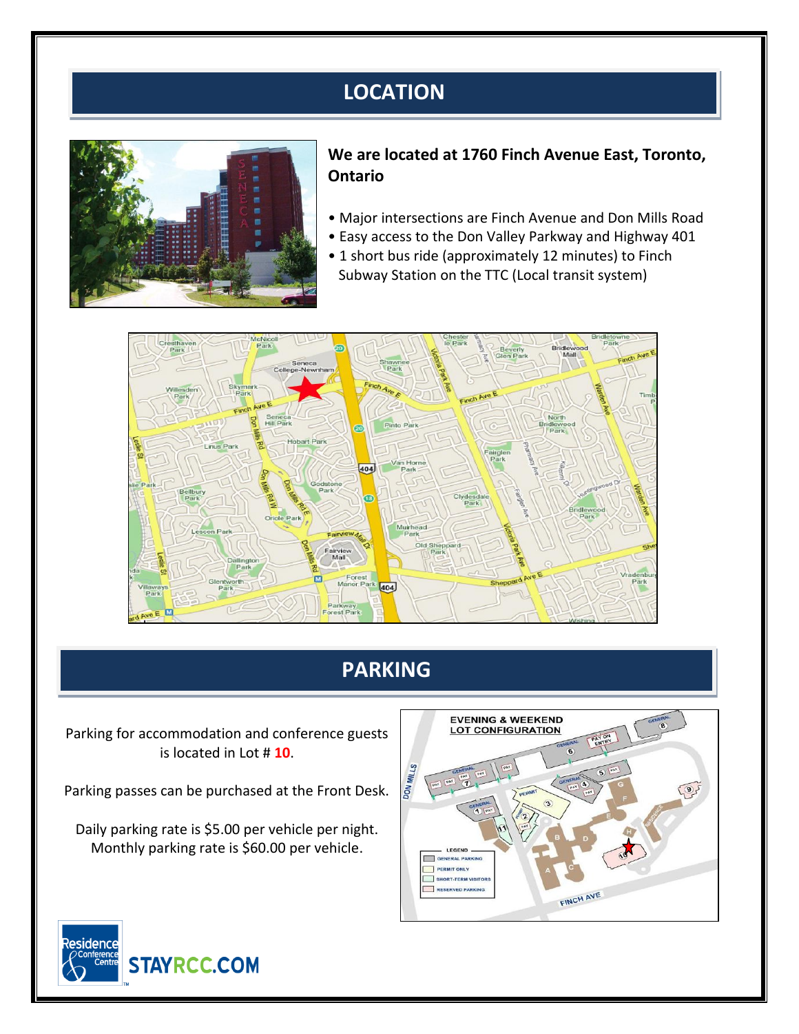# LOCATION

**We are located at 1760 Finch Avenue East, Toronto, Ontario**

- Major intersections are Finch Avenue and Don Mills Road
- Easy access to the Don Valley Parkway and Highway 401
- 1 short bus ride (approximately 12 minutes) to Finch Subway Station on the TTC (Local transit system)

# PARKING

Parking for accommodation and conference guests is located in Lot # **10**.

Parking passes can be purchased at the Front Desk.

Daily parking rate is $5.00 per vehicle per night.
Monthly parking rate is $60.00 per vehicle.

STAYRCC.COM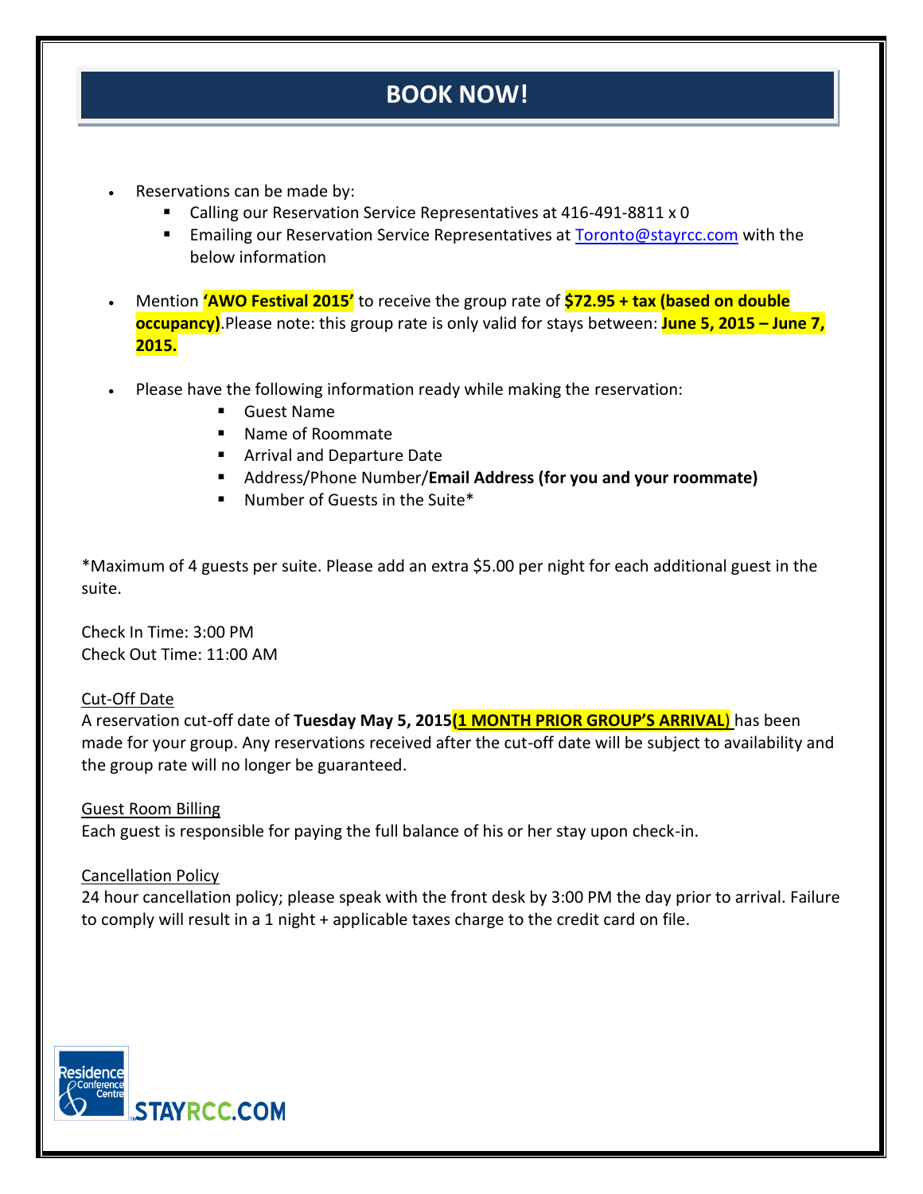# BOOK NOW!

- Reservations can be made by:
  - Calling our Reservation Service Representatives at 416-491-8811 x 0
  - Emailing our Reservation Service Representatives at Toronto@stayrcc.com with the below information

- Mention **'AWO Festival 2015'** to receive the group rate of **$72.95 + tax (based on double occupancy)**.Please note: this group rate is only valid for stays between: **June 5, 2015 – June 7, 2015.**

- Please have the following information ready while making the reservation:
  - Guest Name
  - Name of Roommate
  - Arrival and Departure Date
  - Address/Phone Number/**Email Address (for you and your roommate)**
  - Number of Guests in the Suite*

*Maximum of 4 guests per suite. Please add an extra $5.00 per night for each additional guest in the suite.

Check In Time: 3:00 PM
Check Out Time: 11:00 AM

Cut-Off Date

A reservation cut-off date of **Tuesday May 5, 2015**(**1 MONTH PRIOR GROUP'S ARRIVAL**) has been made for your group. Any reservations received after the cut-off date will be subject to availability and the group rate will no longer be guaranteed.

Guest Room Billing

Each guest is responsible for paying the full balance of his or her stay upon check-in.

Cancellation Policy

24 hour cancellation policy; please speak with the front desk by 3:00 PM the day prior to arrival. Failure to comply will result in a 1 night + applicable taxes charge to the credit card on file.

Residence & Conference Centre STAYRCC.COM